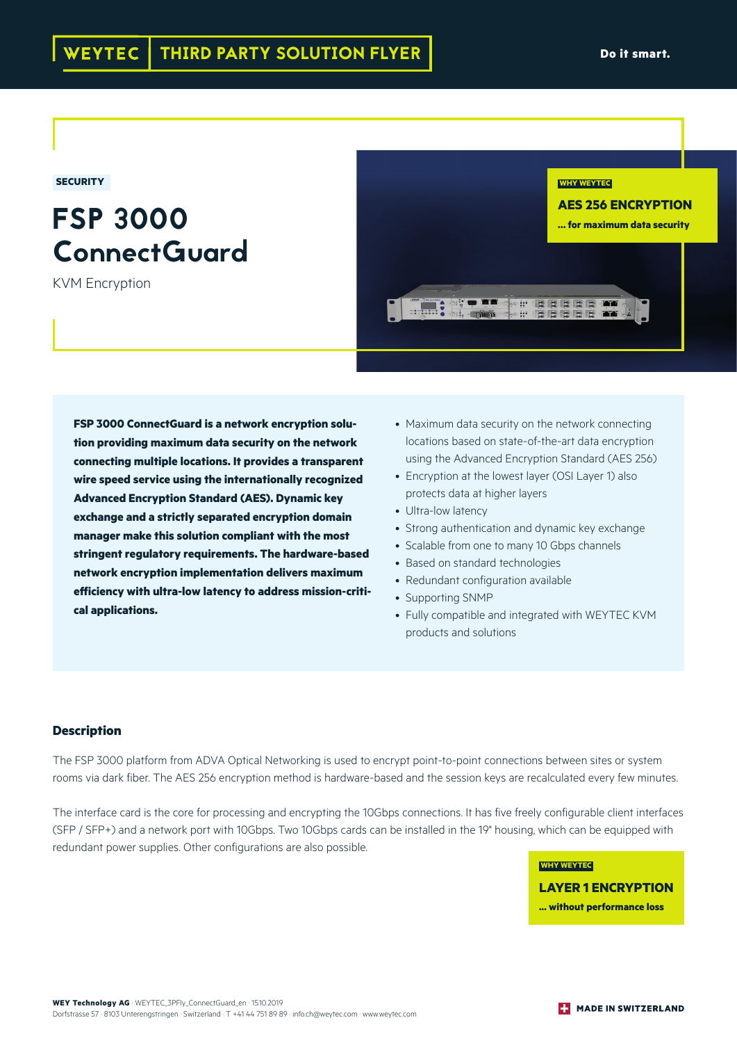WEYTEC | THIRD PARTY SOLUTION FLYER

Do it smart.

SECURITY

# FSP 3000 ConnectGuard

KVM Encryption

WHY WEYTEC

**AES 256 ENCRYPTION**

**... for maximum data security**

**FSP 3000 ConnectGuard is a network encryption solution providing maximum data security on the network connecting multiple locations. It provides a transparent wire speed service using the internationally recognized Advanced Encryption Standard (AES). Dynamic key exchange and a strictly separated encryption domain manager make this solution compliant with the most stringent regulatory requirements. The hardware-based network encryption implementation delivers maximum efficiency with ultra-low latency to address mission-critical applications.**

- Maximum data security on the network connecting locations based on state-of-the-art data encryption using the Advanced Encryption Standard (AES 256)
- Encryption at the lowest layer (OSI Layer 1) also protects data at higher layers
- Ultra-low latency
- Strong authentication and dynamic key exchange
- Scalable from one to many 10 Gbps channels
- Based on standard technologies
- Redundant configuration available
- Supporting SNMP
- Fully compatible and integrated with WEYTEC KVM products and solutions

## Description

The FSP 3000 platform from ADVA Optical Networking is used to encrypt point-to-point connections between sites or system rooms via dark fiber. The AES 256 encryption method is hardware-based and the session keys are recalculated every few minutes.

The interface card is the core for processing and encrypting the 10Gbps connections. It has five freely configurable client interfaces (SFP / SFP+) and a network port with 10Gbps. Two 10Gbps cards can be installed in the 19" housing, which can be equipped with redundant power supplies. Other configurations are also possible.

WHY WEYTEC

**LAYER 1 ENCRYPTION**

**... without performance loss**

**WEY Technology AG** · WEYTEC_3PFly_ConnectGuard_en · 15.10.2019
Dorfstrasse 57 · 8103 Unterengstringen · Switzerland · T +41 44 751 89 89 · info.ch@weytec.com · www.weytec.com

MADE IN SWITZERLAND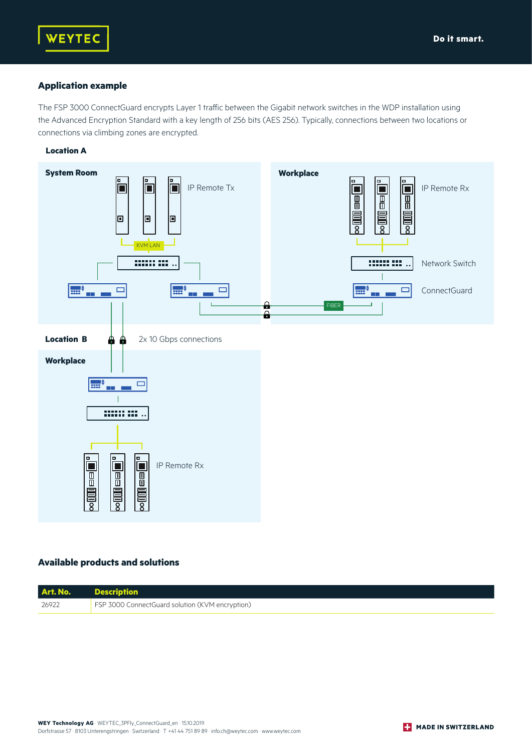## Application example

The FSP 3000 ConnectGuard encrypts Layer 1 traffic between the Gigabit network switches in the WDP installation using the Advanced Encryption Standard with a key length of 256 bits (AES 256). Typically, connections between two locations or connections via climbing zones are encrypted.

Location A

System Room

IP Remote Tx

KVM LAN

Workplace

IP Remote Rx

Network Switch

ConnectGuard

FIBER

Location B

2x 10 Gbps connections

Workplace

IP Remote Rx

## Available products and solutions

| Art. No. | Description |
|---|---|
| 26922 | FSP 3000 ConnectGuard solution (KVM encryption) |